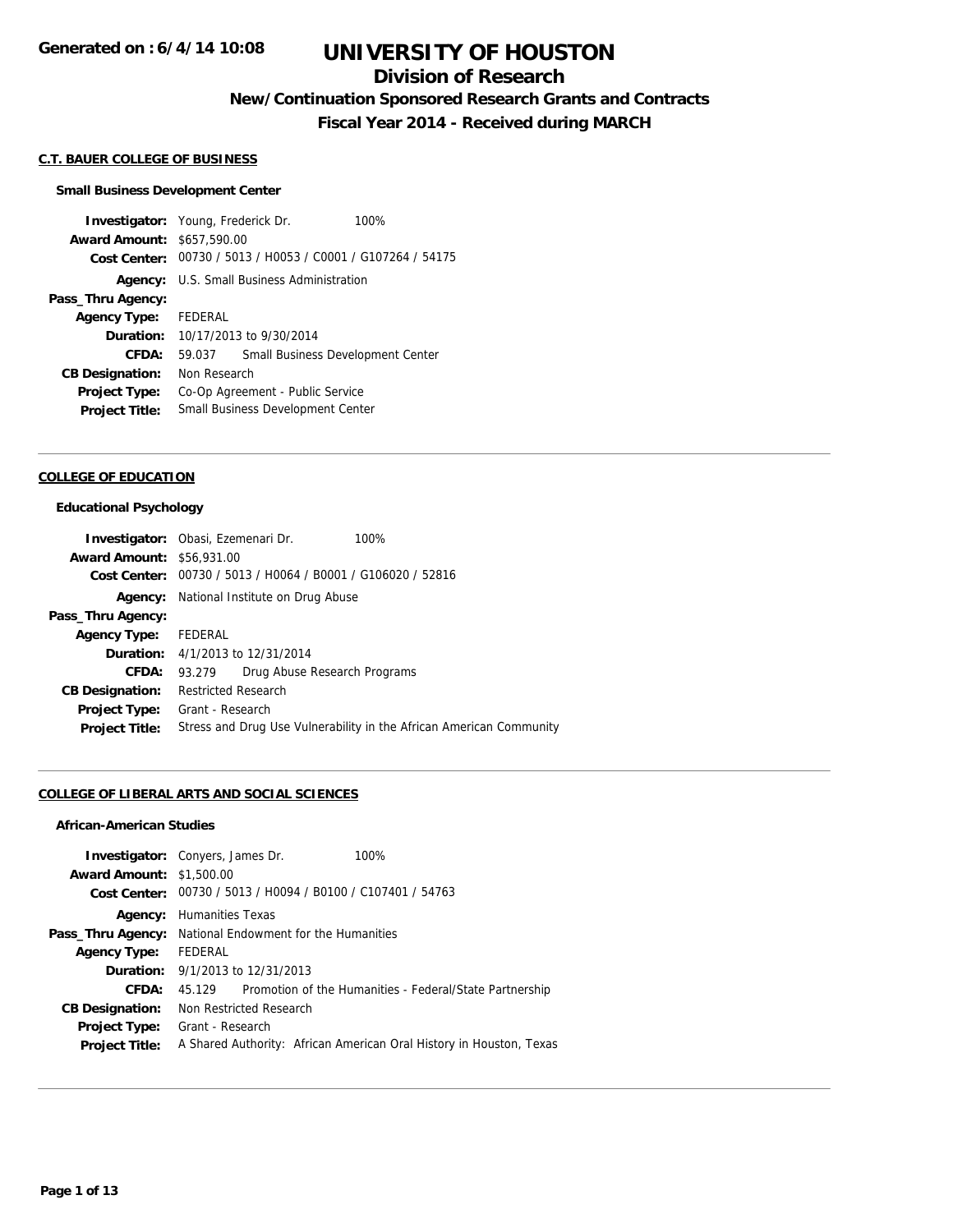**Generated on : 6/4/14 10:08**

# UNIVERSITY OF HOUSTON

## Division of Research

### New/Continuation Sponsored Research Grants and Contracts

### Fiscal Year 2014 - Received during MARCH

#### C.T. BAUER COLLEGE OF BUSINESS

**Small Business Development Center**

**Investigator:** Young, Frederick Dr. 100%
**Award Amount:** $657,590.00
**Cost Center:** 00730 / 5013 / H0053 / C0001 / G107264 / 54175
**Agency:** U.S. Small Business Administration
**Pass_Thru Agency:**
**Agency Type:** FEDERAL
**Duration:** 10/17/2013 to 9/30/2014
**CFDA:** 59.037 Small Business Development Center
**CB Designation:** Non Research
**Project Type:** Co-Op Agreement - Public Service
**Project Title:** Small Business Development Center

---

#### COLLEGE OF EDUCATION

**Educational Psychology**

**Investigator:** Obasi, Ezemenari Dr. 100%
**Award Amount:** $56,931.00
**Cost Center:** 00730 / 5013 / H0064 / B0001 / G106020 / 52816
**Agency:** National Institute on Drug Abuse
**Pass_Thru Agency:**
**Agency Type:** FEDERAL
**Duration:** 4/1/2013 to 12/31/2014
**CFDA:** 93.279 Drug Abuse Research Programs
**CB Designation:** Restricted Research
**Project Type:** Grant - Research
**Project Title:** Stress and Drug Use Vulnerability in the African American Community

---

#### COLLEGE OF LIBERAL ARTS AND SOCIAL SCIENCES

**African-American Studies**

**Investigator:** Conyers, James Dr. 100%
**Award Amount:** $1,500.00
**Cost Center:** 00730 / 5013 / H0094 / B0100 / C107401 / 54763
**Agency:** Humanities Texas
**Pass_Thru Agency:** National Endowment for the Humanities
**Agency Type:** FEDERAL
**Duration:** 9/1/2013 to 12/31/2013
**CFDA:** 45.129 Promotion of the Humanities - Federal/State Partnership
**CB Designation:** Non Restricted Research
**Project Type:** Grant - Research
**Project Title:** A Shared Authority: African American Oral History in Houston, Texas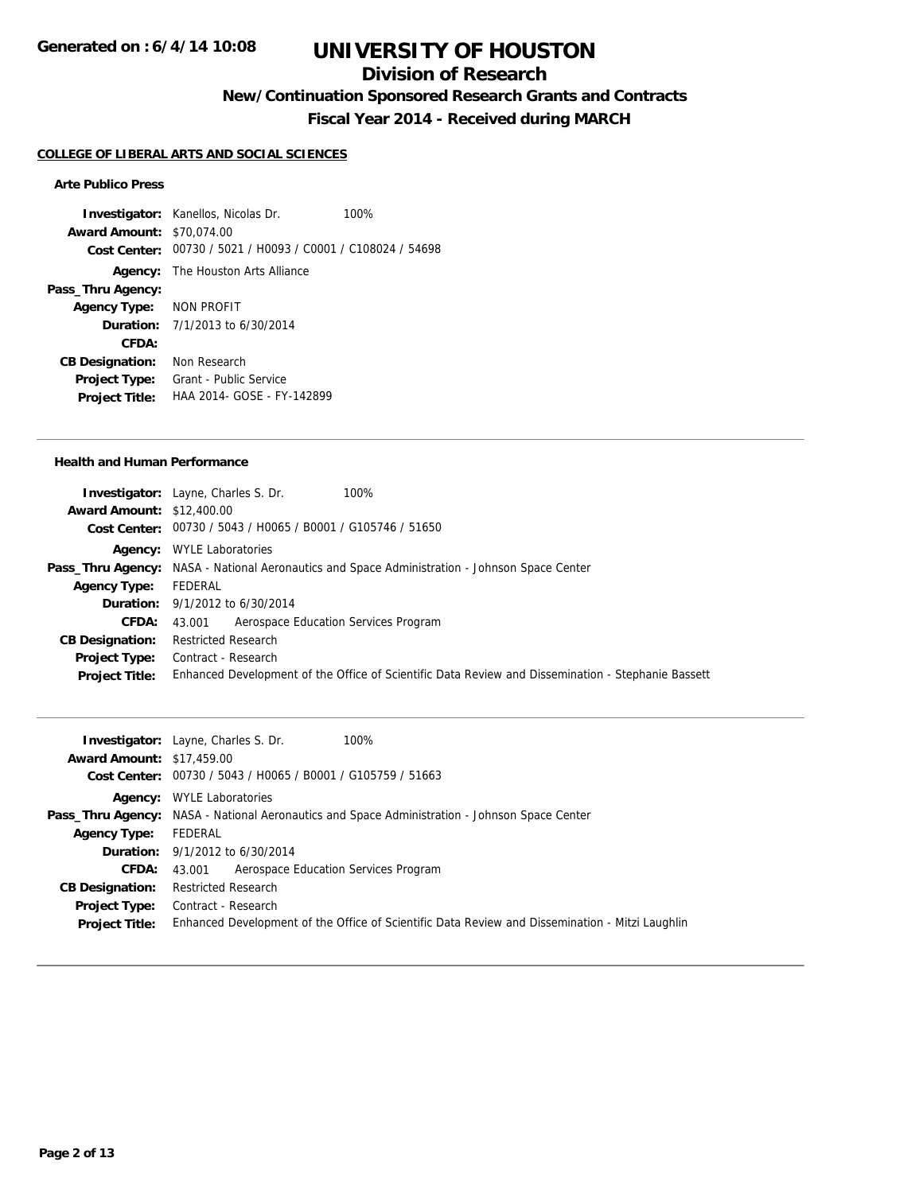# UNIVERSITY OF HOUSTON

## Division of Research

### New/Continuation Sponsored Research Grants and Contracts

### Fiscal Year 2014 - Received during MARCH

**COLLEGE OF LIBERAL ARTS AND SOCIAL SCIENCES**

#### Arte Publico Press

**Investigator:** Kanellos, Nicolas Dr. 100%
**Award Amount:** $70,074.00
**Cost Center:** 00730 / 5021 / H0093 / C0001 / C108024 / 54698
**Agency:** The Houston Arts Alliance
**Pass_Thru Agency:**
**Agency Type:** NON PROFIT
**Duration:** 7/1/2013 to 6/30/2014
**CFDA:**
**CB Designation:** Non Research
**Project Type:** Grant - Public Service
**Project Title:** HAA 2014- GOSE - FY-142899

---

#### Health and Human Performance

**Investigator:** Layne, Charles S. Dr. 100%
**Award Amount:** $12,400.00
**Cost Center:** 00730 / 5043 / H0065 / B0001 / G105746 / 51650
**Agency:** WYLE Laboratories
**Pass_Thru Agency:** NASA - National Aeronautics and Space Administration - Johnson Space Center
**Agency Type:** FEDERAL
**Duration:** 9/1/2012 to 6/30/2014
**CFDA:** 43.001 Aerospace Education Services Program
**CB Designation:** Restricted Research
**Project Type:** Contract - Research
**Project Title:** Enhanced Development of the Office of Scientific Data Review and Dissemination - Stephanie Bassett

---

**Investigator:** Layne, Charles S. Dr. 100%
**Award Amount:** $17,459.00
**Cost Center:** 00730 / 5043 / H0065 / B0001 / G105759 / 51663
**Agency:** WYLE Laboratories
**Pass_Thru Agency:** NASA - National Aeronautics and Space Administration - Johnson Space Center
**Agency Type:** FEDERAL
**Duration:** 9/1/2012 to 6/30/2014
**CFDA:** 43.001 Aerospace Education Services Program
**CB Designation:** Restricted Research
**Project Type:** Contract - Research
**Project Title:** Enhanced Development of the Office of Scientific Data Review and Dissemination - Mitzi Laughlin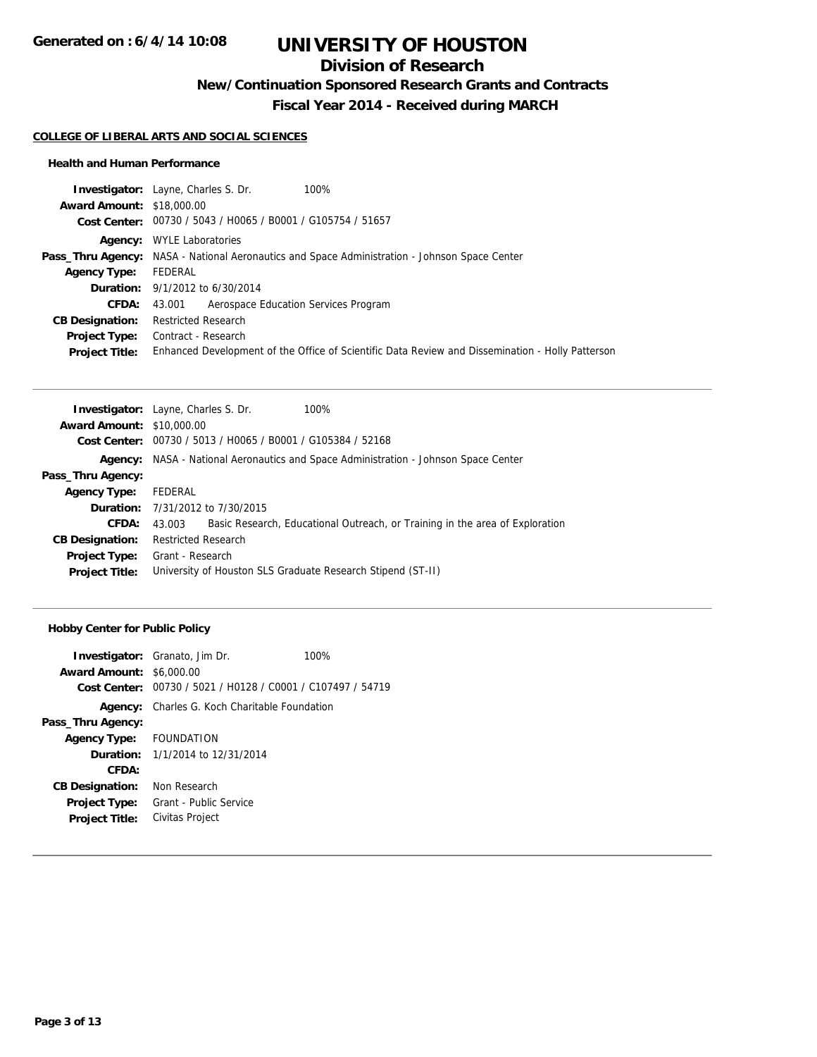# UNIVERSITY OF HOUSTON

## Division of Research

### New/Continuation Sponsored Research Grants and Contracts

### Fiscal Year 2014 - Received during MARCH

**Generated on : 6/4/14 10:08**

#### COLLEGE OF LIBERAL ARTS AND SOCIAL SCIENCES

##### Health and Human Performance

**Investigator:** Layne, Charles S. Dr. 100%
**Award Amount:** $18,000.00
**Cost Center:** 00730 / 5043 / H0065 / B0001 / G105754 / 51657
**Agency:** WYLE Laboratories
**Pass_Thru Agency:** NASA - National Aeronautics and Space Administration - Johnson Space Center
**Agency Type:** FEDERAL
**Duration:** 9/1/2012 to 6/30/2014
**CFDA:** 43.001 Aerospace Education Services Program
**CB Designation:** Restricted Research
**Project Type:** Contract - Research
**Project Title:** Enhanced Development of the Office of Scientific Data Review and Dissemination - Holly Patterson

---

**Investigator:** Layne, Charles S. Dr. 100%
**Award Amount:** $10,000.00
**Cost Center:** 00730 / 5013 / H0065 / B0001 / G105384 / 52168
**Agency:** NASA - National Aeronautics and Space Administration - Johnson Space Center
**Pass_Thru Agency:**
**Agency Type:** FEDERAL
**Duration:** 7/31/2012 to 7/30/2015
**CFDA:** 43.003 Basic Research, Educational Outreach, or Training in the area of Exploration
**CB Designation:** Restricted Research
**Project Type:** Grant - Research
**Project Title:** University of Houston SLS Graduate Research Stipend (ST-II)

---

##### Hobby Center for Public Policy

**Investigator:** Granato, Jim Dr. 100%
**Award Amount:** $6,000.00
**Cost Center:** 00730 / 5021 / H0128 / C0001 / C107497 / 54719
**Agency:** Charles G. Koch Charitable Foundation
**Pass_Thru Agency:**
**Agency Type:** FOUNDATION
**Duration:** 1/1/2014 to 12/31/2014
**CFDA:**
**CB Designation:** Non Research
**Project Type:** Grant - Public Service
**Project Title:** Civitas Project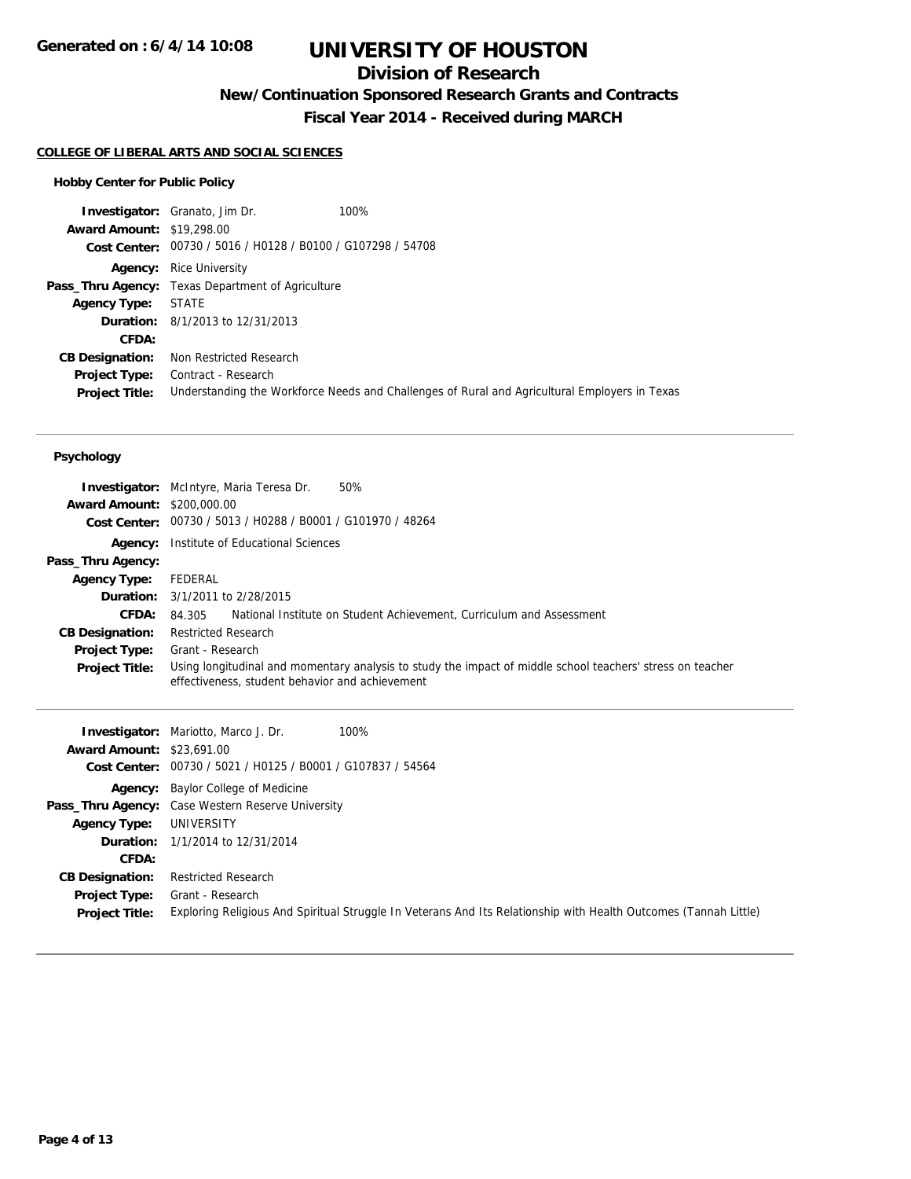# UNIVERSITY OF HOUSTON

## Division of Research

### New/Continuation Sponsored Research Grants and Contracts

### Fiscal Year 2014 - Received during MARCH

**COLLEGE OF LIBERAL ARTS AND SOCIAL SCIENCES**

**Hobby Center for Public Policy**

**Investigator:** Granato, Jim Dr. 100%
**Award Amount:** $19,298.00
**Cost Center:** 00730 / 5016 / H0128 / B0100 / G107298 / 54708
**Agency:** Rice University
**Pass_Thru Agency:** Texas Department of Agriculture
**Agency Type:** STATE
**Duration:** 8/1/2013 to 12/31/2013
**CFDA:**
**CB Designation:** Non Restricted Research
**Project Type:** Contract - Research
**Project Title:** Understanding the Workforce Needs and Challenges of Rural and Agricultural Employers in Texas

---

**Psychology**

**Investigator:** McIntyre, Maria Teresa Dr. 50%
**Award Amount:** $200,000.00
**Cost Center:** 00730 / 5013 / H0288 / B0001 / G101970 / 48264
**Agency:** Institute of Educational Sciences
**Pass_Thru Agency:**
**Agency Type:** FEDERAL
**Duration:** 3/1/2011 to 2/28/2015
**CFDA:** 84.305 National Institute on Student Achievement, Curriculum and Assessment
**CB Designation:** Restricted Research
**Project Type:** Grant - Research
**Project Title:** Using longitudinal and momentary analysis to study the impact of middle school teachers' stress on teacher effectiveness, student behavior and achievement

---

**Investigator:** Mariotto, Marco J. Dr. 100%
**Award Amount:** $23,691.00
**Cost Center:** 00730 / 5021 / H0125 / B0001 / G107837 / 54564
**Agency:** Baylor College of Medicine
**Pass_Thru Agency:** Case Western Reserve University
**Agency Type:** UNIVERSITY
**Duration:** 1/1/2014 to 12/31/2014
**CFDA:**
**CB Designation:** Restricted Research
**Project Type:** Grant - Research
**Project Title:** Exploring Religious And Spiritual Struggle In Veterans And Its Relationship with Health Outcomes (Tannah Little)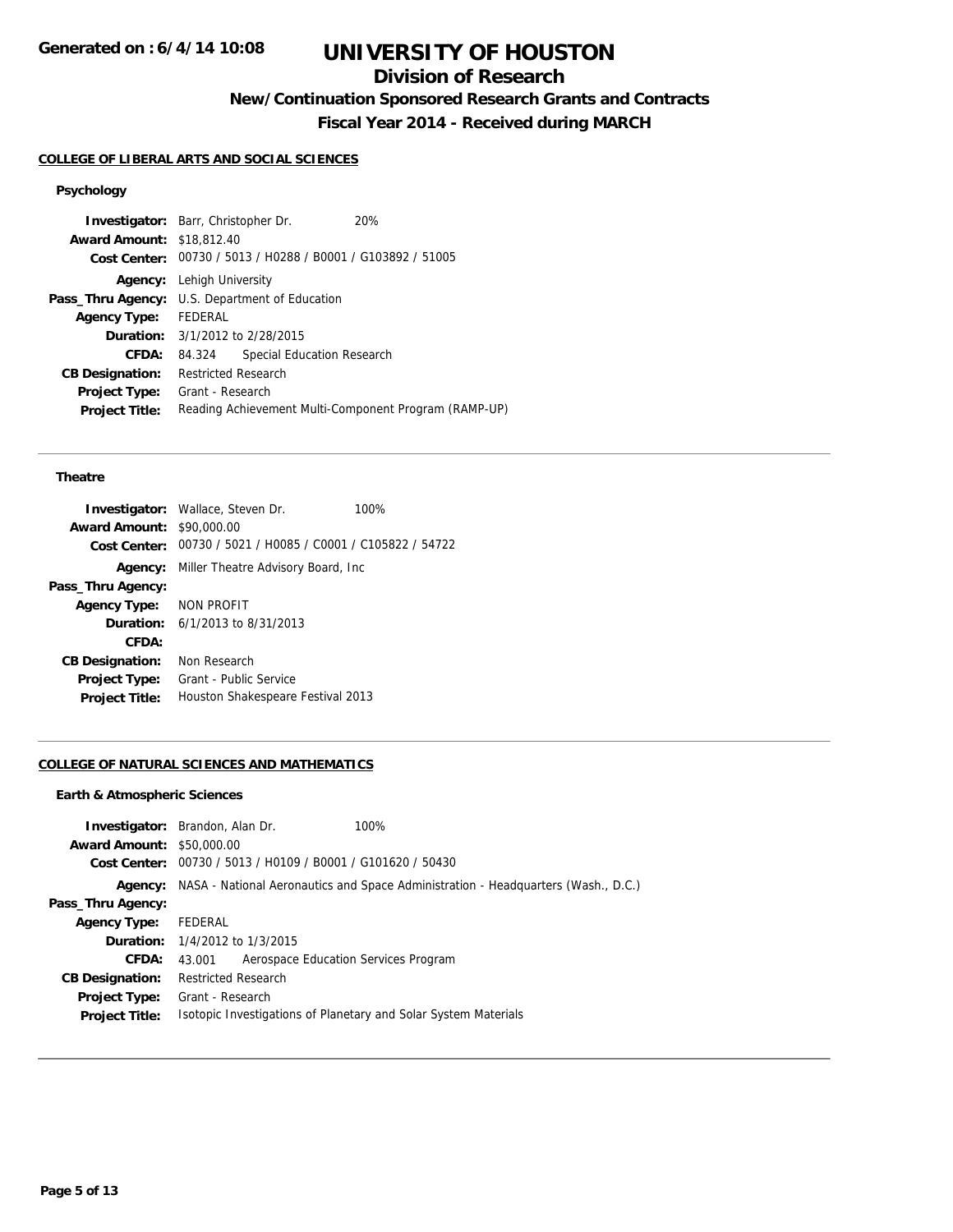# UNIVERSITY OF HOUSTON

## Division of Research

### New/Continuation Sponsored Research Grants and Contracts

### Fiscal Year 2014 - Received during MARCH

Generated on : 6/4/14 10:08

**COLLEGE OF LIBERAL ARTS AND SOCIAL SCIENCES**

**Psychology**

**Investigator:** Barr, Christopher Dr. 20%
**Award Amount:** $18,812.40
**Cost Center:** 00730 / 5013 / H0288 / B0001 / G103892 / 51005
**Agency:** Lehigh University
**Pass_Thru Agency:** U.S. Department of Education
**Agency Type:** FEDERAL
**Duration:** 3/1/2012 to 2/28/2015
**CFDA:** 84.324 Special Education Research
**CB Designation:** Restricted Research
**Project Type:** Grant - Research
**Project Title:** Reading Achievement Multi-Component Program (RAMP-UP)

---

**Theatre**

**Investigator:** Wallace, Steven Dr. 100%
**Award Amount:** $90,000.00
**Cost Center:** 00730 / 5021 / H0085 / C0001 / C105822 / 54722
**Agency:** Miller Theatre Advisory Board, Inc
**Pass_Thru Agency:**
**Agency Type:** NON PROFIT
**Duration:** 6/1/2013 to 8/31/2013
**CFDA:**
**CB Designation:** Non Research
**Project Type:** Grant - Public Service
**Project Title:** Houston Shakespeare Festival 2013

---

**COLLEGE OF NATURAL SCIENCES AND MATHEMATICS**

**Earth & Atmospheric Sciences**

**Investigator:** Brandon, Alan Dr. 100%
**Award Amount:** $50,000.00
**Cost Center:** 00730 / 5013 / H0109 / B0001 / G101620 / 50430
**Agency:** NASA - National Aeronautics and Space Administration - Headquarters (Wash., D.C.)
**Pass_Thru Agency:**
**Agency Type:** FEDERAL
**Duration:** 1/4/2012 to 1/3/2015
**CFDA:** 43.001 Aerospace Education Services Program
**CB Designation:** Restricted Research
**Project Type:** Grant - Research
**Project Title:** Isotopic Investigations of Planetary and Solar System Materials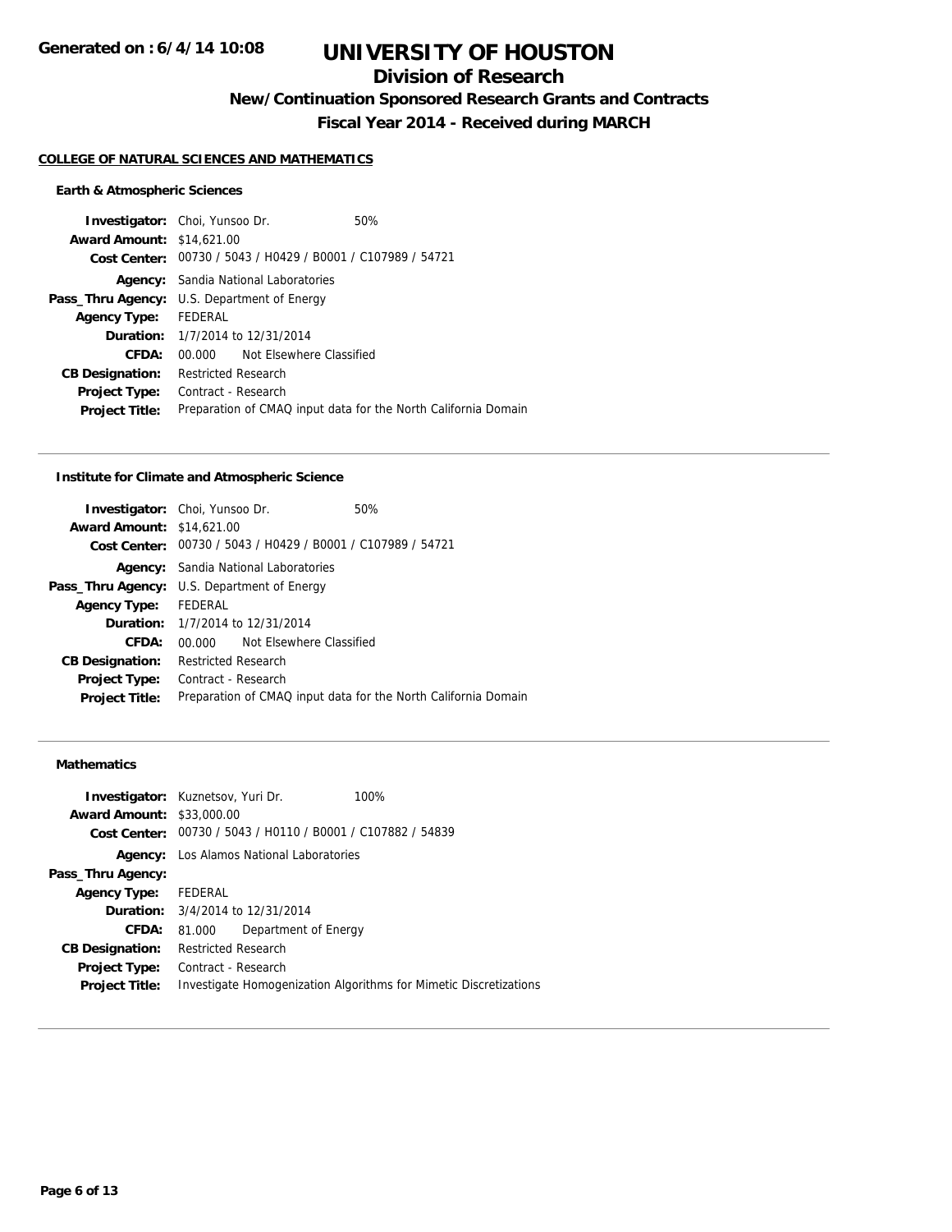**Generated on : 6/4/14 10:08**

# UNIVERSITY OF HOUSTON

## Division of Research

### New/Continuation Sponsored Research Grants and Contracts

### Fiscal Year 2014 - Received during MARCH

**COLLEGE OF NATURAL SCIENCES AND MATHEMATICS**

#### Earth & Atmospheric Sciences

**Investigator:** Choi, Yunsoo Dr. 50%
**Award Amount:** $14,621.00
**Cost Center:** 00730 / 5043 / H0429 / B0001 / C107989 / 54721
**Agency:** Sandia National Laboratories
**Pass_Thru Agency:** U.S. Department of Energy
**Agency Type:** FEDERAL
**Duration:** 1/7/2014 to 12/31/2014
**CFDA:** 00.000 Not Elsewhere Classified
**CB Designation:** Restricted Research
**Project Type:** Contract - Research
**Project Title:** Preparation of CMAQ input data for the North California Domain

---

#### Institute for Climate and Atmospheric Science

**Investigator:** Choi, Yunsoo Dr. 50%
**Award Amount:** $14,621.00
**Cost Center:** 00730 / 5043 / H0429 / B0001 / C107989 / 54721
**Agency:** Sandia National Laboratories
**Pass_Thru Agency:** U.S. Department of Energy
**Agency Type:** FEDERAL
**Duration:** 1/7/2014 to 12/31/2014
**CFDA:** 00.000 Not Elsewhere Classified
**CB Designation:** Restricted Research
**Project Type:** Contract - Research
**Project Title:** Preparation of CMAQ input data for the North California Domain

---

#### Mathematics

**Investigator:** Kuznetsov, Yuri Dr. 100%
**Award Amount:** $33,000.00
**Cost Center:** 00730 / 5043 / H0110 / B0001 / C107882 / 54839
**Agency:** Los Alamos National Laboratories
**Pass_Thru Agency:**
**Agency Type:** FEDERAL
**Duration:** 3/4/2014 to 12/31/2014
**CFDA:** 81.000 Department of Energy
**CB Designation:** Restricted Research
**Project Type:** Contract - Research
**Project Title:** Investigate Homogenization Algorithms for Mimetic Discretizations

---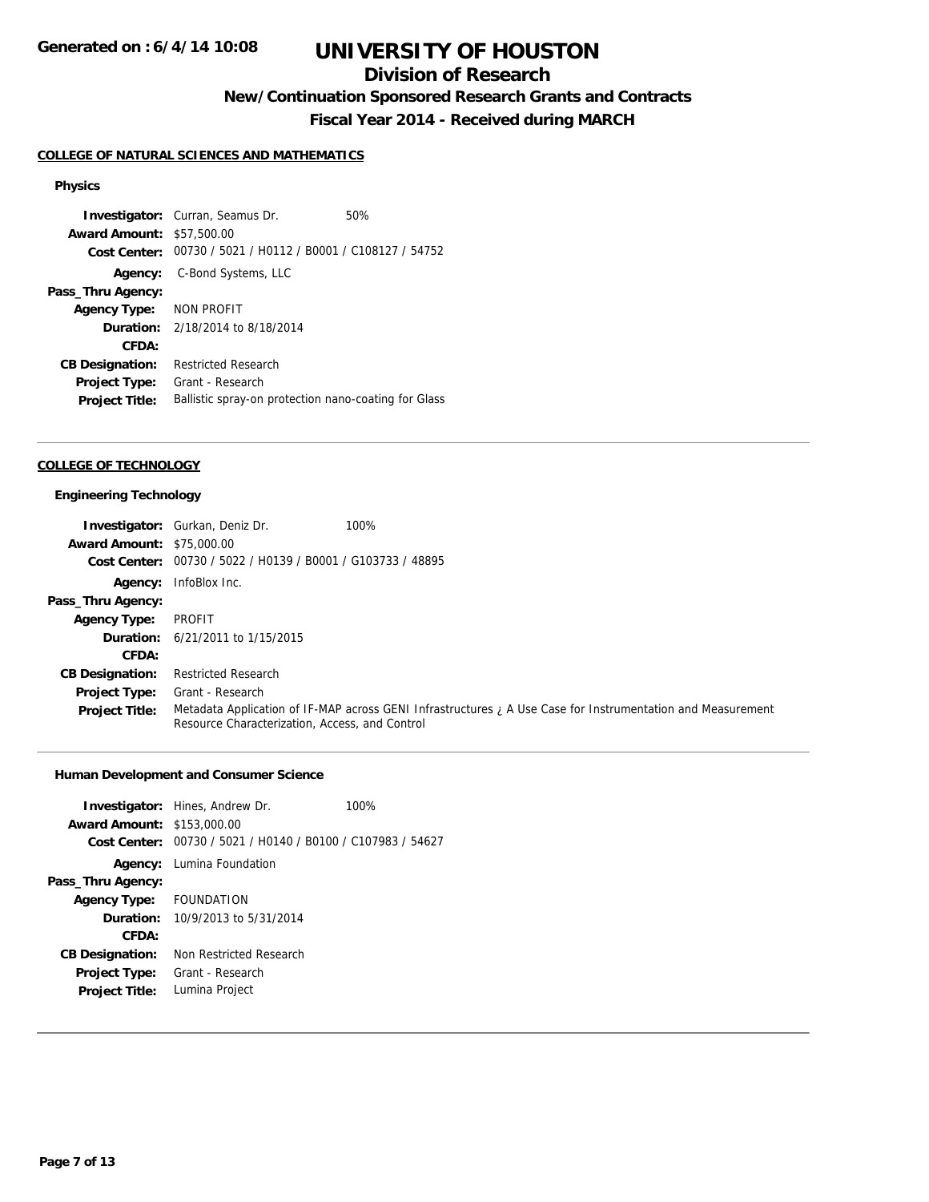# UNIVERSITY OF HOUSTON

## Division of Research

### New/Continuation Sponsored Research Grants and Contracts

### Fiscal Year 2014 - Received during MARCH

Generated on : 6/4/14 10:08

**COLLEGE OF NATURAL SCIENCES AND MATHEMATICS**

**Physics**

**Investigator:** Curran, Seamus Dr. 50%
**Award Amount:** $57,500.00
**Cost Center:** 00730 / 5021 / H0112 / B0001 / C108127 / 54752
**Agency:** C-Bond Systems, LLC
**Pass_Thru Agency:**
**Agency Type:** NON PROFIT
**Duration:** 2/18/2014 to 8/18/2014
**CFDA:**
**CB Designation:** Restricted Research
**Project Type:** Grant - Research
**Project Title:** Ballistic spray-on protection nano-coating for Glass

---

**COLLEGE OF TECHNOLOGY**

**Engineering Technology**

**Investigator:** Gurkan, Deniz Dr. 100%
**Award Amount:** $75,000.00
**Cost Center:** 00730 / 5022 / H0139 / B0001 / G103733 / 48895
**Agency:** InfoBlox Inc.
**Pass_Thru Agency:**
**Agency Type:** PROFIT
**Duration:** 6/21/2011 to 1/15/2015
**CFDA:**
**CB Designation:** Restricted Research
**Project Type:** Grant - Research
**Project Title:** Metadata Application of IF-MAP across GENI Infrastructures ¿ A Use Case for Instrumentation and Measurement Resource Characterization, Access, and Control

---

**Human Development and Consumer Science**

**Investigator:** Hines, Andrew Dr. 100%
**Award Amount:** $153,000.00
**Cost Center:** 00730 / 5021 / H0140 / B0100 / C107983 / 54627
**Agency:** Lumina Foundation
**Pass_Thru Agency:**
**Agency Type:** FOUNDATION
**Duration:** 10/9/2013 to 5/31/2014
**CFDA:**
**CB Designation:** Non Restricted Research
**Project Type:** Grant - Research
**Project Title:** Lumina Project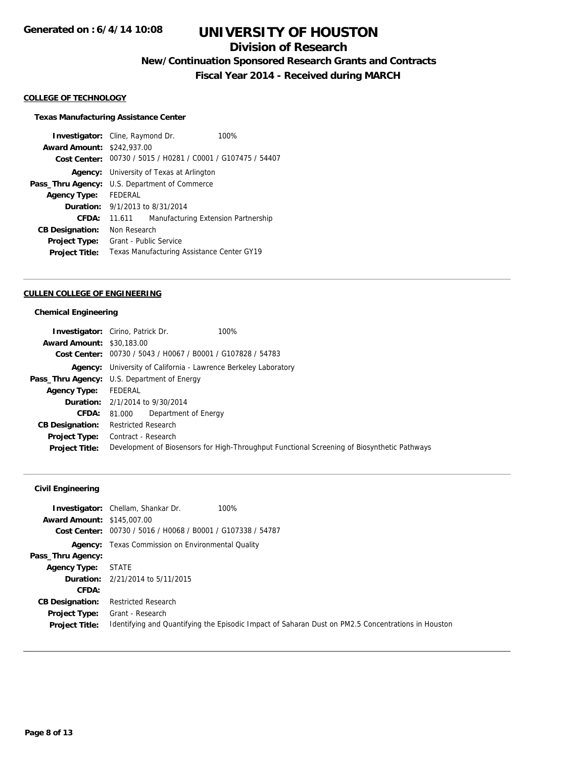# UNIVERSITY OF HOUSTON

## Division of Research

### New/Continuation Sponsored Research Grants and Contracts

### Fiscal Year 2014 - Received during MARCH

**COLLEGE OF TECHNOLOGY**

**Texas Manufacturing Assistance Center**

**Investigator:** Cline, Raymond Dr. 100%
**Award Amount:** $242,937.00
**Cost Center:** 00730 / 5015 / H0281 / C0001 / G107475 / 54407
**Agency:** University of Texas at Arlington
**Pass_Thru Agency:** U.S. Department of Commerce
**Agency Type:** FEDERAL
**Duration:** 9/1/2013 to 8/31/2014
**CFDA:** 11.611 Manufacturing Extension Partnership
**CB Designation:** Non Research
**Project Type:** Grant - Public Service
**Project Title:** Texas Manufacturing Assistance Center GY19

---

**CULLEN COLLEGE OF ENGINEERING**

**Chemical Engineering**

**Investigator:** Cirino, Patrick Dr. 100%
**Award Amount:** $30,183.00
**Cost Center:** 00730 / 5043 / H0067 / B0001 / G107828 / 54783
**Agency:** University of California - Lawrence Berkeley Laboratory
**Pass_Thru Agency:** U.S. Department of Energy
**Agency Type:** FEDERAL
**Duration:** 2/1/2014 to 9/30/2014
**CFDA:** 81.000 Department of Energy
**CB Designation:** Restricted Research
**Project Type:** Contract - Research
**Project Title:** Development of Biosensors for High-Throughput Functional Screening of Biosynthetic Pathways

---

**Civil Engineering**

**Investigator:** Chellam, Shankar Dr. 100%
**Award Amount:** $145,007.00
**Cost Center:** 00730 / 5016 / H0068 / B0001 / G107338 / 54787
**Agency:** Texas Commission on Environmental Quality
**Pass_Thru Agency:**
**Agency Type:** STATE
**Duration:** 2/21/2014 to 5/11/2015
**CFDA:**
**CB Designation:** Restricted Research
**Project Type:** Grant - Research
**Project Title:** Identifying and Quantifying the Episodic Impact of Saharan Dust on PM2.5 Concentrations in Houston

---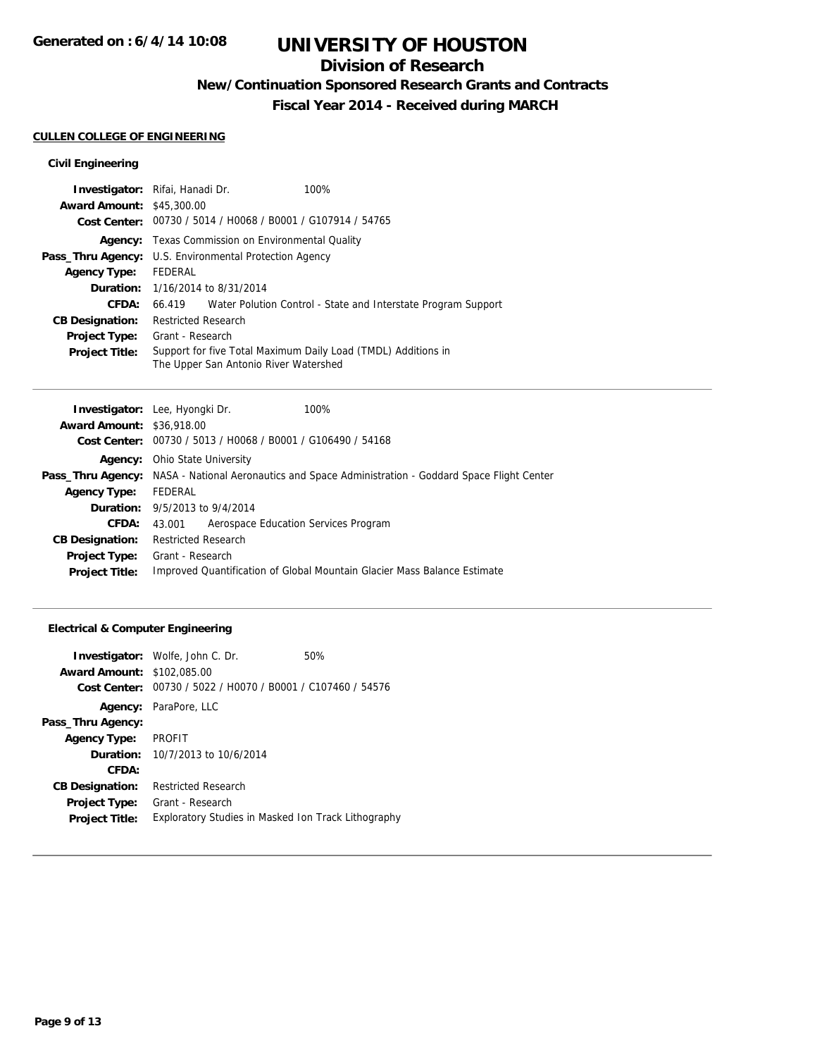# UNIVERSITY OF HOUSTON

## Division of Research

### New/Continuation Sponsored Research Grants and Contracts

### Fiscal Year 2014 - Received during MARCH

**CULLEN COLLEGE OF ENGINEERING**

**Civil Engineering**

**Investigator:** Rifai, Hanadi Dr. 100%
**Award Amount:** $45,300.00
**Cost Center:** 00730 / 5014 / H0068 / B0001 / G107914 / 54765
**Agency:** Texas Commission on Environmental Quality
**Pass_Thru Agency:** U.S. Environmental Protection Agency
**Agency Type:** FEDERAL
**Duration:** 1/16/2014 to 8/31/2014
**CFDA:** 66.419 Water Polution Control - State and Interstate Program Support
**CB Designation:** Restricted Research
**Project Type:** Grant - Research
**Project Title:** Support for five Total Maximum Daily Load (TMDL) Additions in The Upper San Antonio River Watershed

---

**Investigator:** Lee, Hyongki Dr. 100%
**Award Amount:** $36,918.00
**Cost Center:** 00730 / 5013 / H0068 / B0001 / G106490 / 54168
**Agency:** Ohio State University
**Pass_Thru Agency:** NASA - National Aeronautics and Space Administration - Goddard Space Flight Center
**Agency Type:** FEDERAL
**Duration:** 9/5/2013 to 9/4/2014
**CFDA:** 43.001 Aerospace Education Services Program
**CB Designation:** Restricted Research
**Project Type:** Grant - Research
**Project Title:** Improved Quantification of Global Mountain Glacier Mass Balance Estimate

---

**Electrical & Computer Engineering**

**Investigator:** Wolfe, John C. Dr. 50%
**Award Amount:** $102,085.00
**Cost Center:** 00730 / 5022 / H0070 / B0001 / C107460 / 54576
**Agency:** ParaPore, LLC
**Pass_Thru Agency:**
**Agency Type:** PROFIT
**Duration:** 10/7/2013 to 10/6/2014
**CFDA:**
**CB Designation:** Restricted Research
**Project Type:** Grant - Research
**Project Title:** Exploratory Studies in Masked Ion Track Lithography

---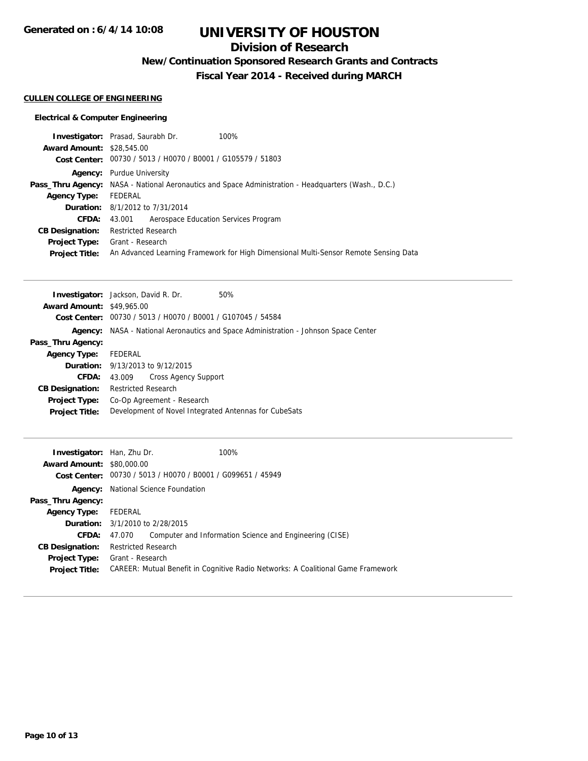# UNIVERSITY OF HOUSTON

## Division of Research

### New/Continuation Sponsored Research Grants and Contracts

### Fiscal Year 2014 - Received during MARCH

**CULLEN COLLEGE OF ENGINEERING**

**Electrical & Computer Engineering**

**Investigator:** Prasad, Saurabh Dr. 100%
**Award Amount:** $28,545.00
**Cost Center:** 00730 / 5013 / H0070 / B0001 / G105579 / 51803
**Agency:** Purdue University
**Pass_Thru Agency:** NASA - National Aeronautics and Space Administration - Headquarters (Wash., D.C.)
**Agency Type:** FEDERAL
**Duration:** 8/1/2012 to 7/31/2014
**CFDA:** 43.001 Aerospace Education Services Program
**CB Designation:** Restricted Research
**Project Type:** Grant - Research
**Project Title:** An Advanced Learning Framework for High Dimensional Multi-Sensor Remote Sensing Data

---

**Investigator:** Jackson, David R. Dr. 50%
**Award Amount:** $49,965.00
**Cost Center:** 00730 / 5013 / H0070 / B0001 / G107045 / 54584
**Agency:** NASA - National Aeronautics and Space Administration - Johnson Space Center
**Pass_Thru Agency:**
**Agency Type:** FEDERAL
**Duration:** 9/13/2013 to 9/12/2015
**CFDA:** 43.009 Cross Agency Support
**CB Designation:** Restricted Research
**Project Type:** Co-Op Agreement - Research
**Project Title:** Development of Novel Integrated Antennas for CubeSats

---

**Investigator:** Han, Zhu Dr. 100%
**Award Amount:** $80,000.00
**Cost Center:** 00730 / 5013 / H0070 / B0001 / G099651 / 45949
**Agency:** National Science Foundation
**Pass_Thru Agency:**
**Agency Type:** FEDERAL
**Duration:** 3/1/2010 to 2/28/2015
**CFDA:** 47.070 Computer and Information Science and Engineering (CISE)
**CB Designation:** Restricted Research
**Project Type:** Grant - Research
**Project Title:** CAREER: Mutual Benefit in Cognitive Radio Networks: A Coalitional Game Framework

---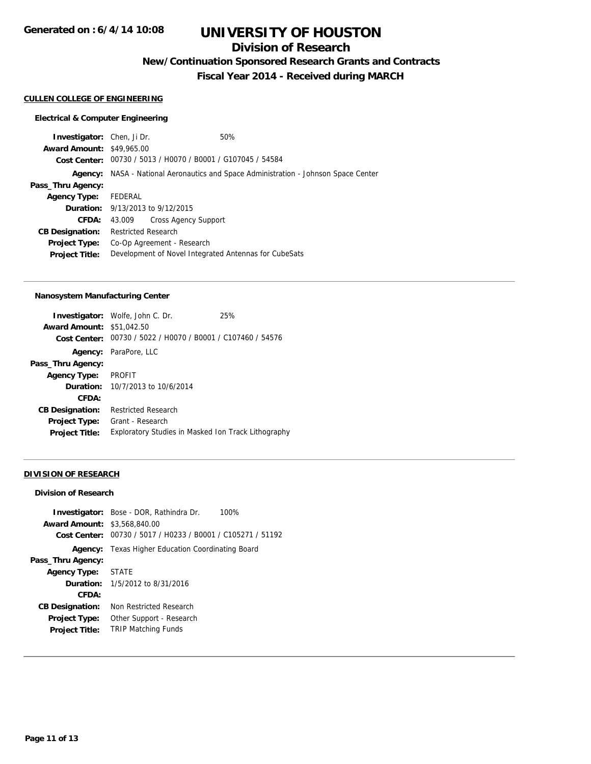**Generated on : 6/4/14 10:08**

# UNIVERSITY OF HOUSTON

## Division of Research

### New/Continuation Sponsored Research Grants and Contracts

### Fiscal Year 2014 - Received during MARCH

**CULLEN COLLEGE OF ENGINEERING**

**Electrical & Computer Engineering**

**Investigator:** Chen, Ji Dr. 50%
**Award Amount:** $49,965.00
**Cost Center:** 00730 / 5013 / H0070 / B0001 / G107045 / 54584
**Agency:** NASA - National Aeronautics and Space Administration - Johnson Space Center
**Pass_Thru Agency:**
**Agency Type:** FEDERAL
**Duration:** 9/13/2013 to 9/12/2015
**CFDA:** 43.009 Cross Agency Support
**CB Designation:** Restricted Research
**Project Type:** Co-Op Agreement - Research
**Project Title:** Development of Novel Integrated Antennas for CubeSats

---

**Nanosystem Manufacturing Center**

**Investigator:** Wolfe, John C. Dr. 25%
**Award Amount:** $51,042.50
**Cost Center:** 00730 / 5022 / H0070 / B0001 / C107460 / 54576
**Agency:** ParaPore, LLC
**Pass_Thru Agency:**
**Agency Type:** PROFIT
**Duration:** 10/7/2013 to 10/6/2014
**CFDA:**
**CB Designation:** Restricted Research
**Project Type:** Grant - Research
**Project Title:** Exploratory Studies in Masked Ion Track Lithography

---

**DIVISION OF RESEARCH**

**Division of Research**

**Investigator:** Bose - DOR, Rathindra Dr. 100%
**Award Amount:** $3,568,840.00
**Cost Center:** 00730 / 5017 / H0233 / B0001 / C105271 / 51192
**Agency:** Texas Higher Education Coordinating Board
**Pass_Thru Agency:**
**Agency Type:** STATE
**Duration:** 1/5/2012 to 8/31/2016
**CFDA:**
**CB Designation:** Non Restricted Research
**Project Type:** Other Support - Research
**Project Title:** TRIP Matching Funds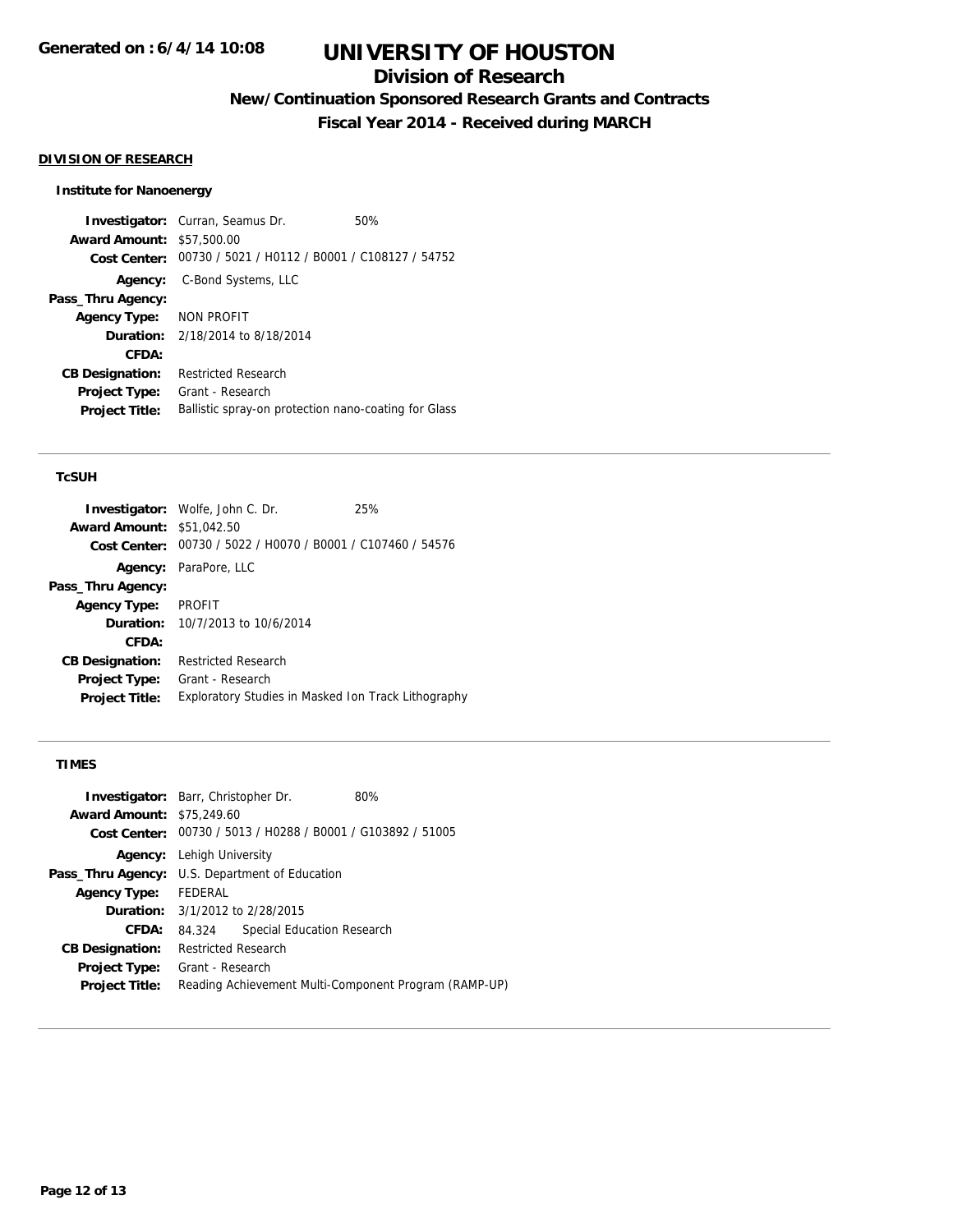# UNIVERSITY OF HOUSTON

## Division of Research

### New/Continuation Sponsored Research Grants and Contracts

### Fiscal Year 2014 - Received during MARCH

Generated on : 6/4/14 10:08

**DIVISION OF RESEARCH**

**Institute for Nanoenergy**

**Investigator:** Curran, Seamus Dr. 50%
**Award Amount:** $57,500.00
**Cost Center:** 00730 / 5021 / H0112 / B0001 / C108127 / 54752
**Agency:** C-Bond Systems, LLC
**Pass_Thru Agency:**
**Agency Type:** NON PROFIT
**Duration:** 2/18/2014 to 8/18/2014
**CFDA:**
**CB Designation:** Restricted Research
**Project Type:** Grant - Research
**Project Title:** Ballistic spray-on protection nano-coating for Glass

---

**TcSUH**

**Investigator:** Wolfe, John C. Dr. 25%
**Award Amount:** $51,042.50
**Cost Center:** 00730 / 5022 / H0070 / B0001 / C107460 / 54576
**Agency:** ParaPore, LLC
**Pass_Thru Agency:**
**Agency Type:** PROFIT
**Duration:** 10/7/2013 to 10/6/2014
**CFDA:**
**CB Designation:** Restricted Research
**Project Type:** Grant - Research
**Project Title:** Exploratory Studies in Masked Ion Track Lithography

---

**TIMES**

**Investigator:** Barr, Christopher Dr. 80%
**Award Amount:** $75,249.60
**Cost Center:** 00730 / 5013 / H0288 / B0001 / G103892 / 51005
**Agency:** Lehigh University
**Pass_Thru Agency:** U.S. Department of Education
**Agency Type:** FEDERAL
**Duration:** 3/1/2012 to 2/28/2015
**CFDA:** 84.324 Special Education Research
**CB Designation:** Restricted Research
**Project Type:** Grant - Research
**Project Title:** Reading Achievement Multi-Component Program (RAMP-UP)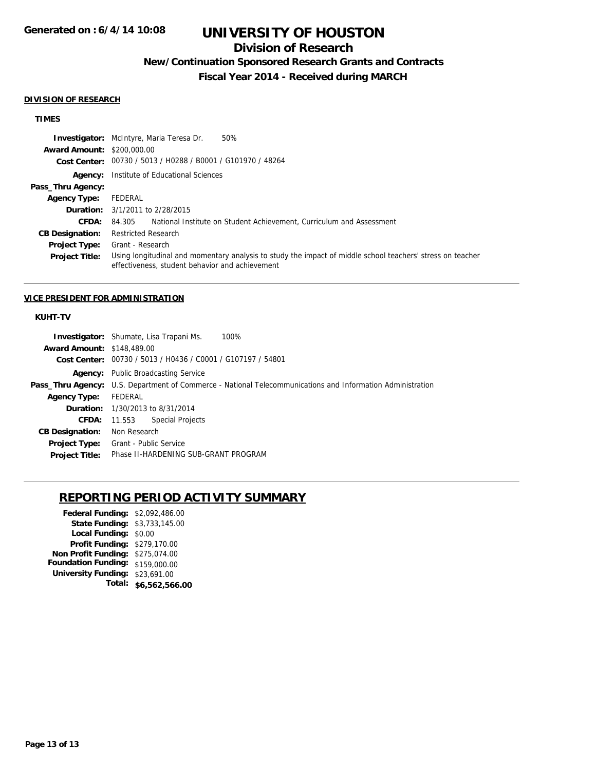# UNIVERSITY OF HOUSTON

## Division of Research

### New/Continuation Sponsored Research Grants and Contracts

### Fiscal Year 2014 - Received during MARCH

Generated on : 6/4/14 10:08

**DIVISION OF RESEARCH**

**TIMES**

| | |
|---|---|
| **Investigator:** | McIntyre, Maria Teresa Dr. 50% |
| **Award Amount:** | $200,000.00 |
| **Cost Center:** | 00730 / 5013 / H0288 / B0001 / G101970 / 48264 |
| **Agency:** | Institute of Educational Sciences |
| **Pass_Thru Agency:** | |
| **Agency Type:** | FEDERAL |
| **Duration:** | 3/1/2011 to 2/28/2015 |
| **CFDA:** | 84.305 National Institute on Student Achievement, Curriculum and Assessment |
| **CB Designation:** | Restricted Research |
| **Project Type:** | Grant - Research |
| **Project Title:** | Using longitudinal and momentary analysis to study the impact of middle school teachers' stress on teacher effectiveness, student behavior and achievement |

**VICE PRESIDENT FOR ADMINISTRATION**

**KUHT-TV**

| | |
|---|---|
| **Investigator:** | Shumate, Lisa Trapani Ms. 100% |
| **Award Amount:** | $148,489.00 |
| **Cost Center:** | 00730 / 5013 / H0436 / C0001 / G107197 / 54801 |
| **Agency:** | Public Broadcasting Service |
| **Pass_Thru Agency:** | U.S. Department of Commerce - National Telecommunications and Information Administration |
| **Agency Type:** | FEDERAL |
| **Duration:** | 1/30/2013 to 8/31/2014 |
| **CFDA:** | 11.553 Special Projects |
| **CB Designation:** | Non Research |
| **Project Type:** | Grant - Public Service |
| **Project Title:** | Phase II-HARDENING SUB-GRANT PROGRAM |

## REPORTING PERIOD ACTIVITY SUMMARY

| | |
|---|---|
| **Federal Funding:** | $2,092,486.00 |
| **State Funding:** | $3,733,145.00 |
| **Local Funding:** | $0.00 |
| **Profit Funding:** | $279,170.00 |
| **Non Profit Funding:** | $275,074.00 |
| **Foundation Funding:** | $159,000.00 |
| **University Funding:** | $23,691.00 |
| **Total:** | **$6,562,566.00** |